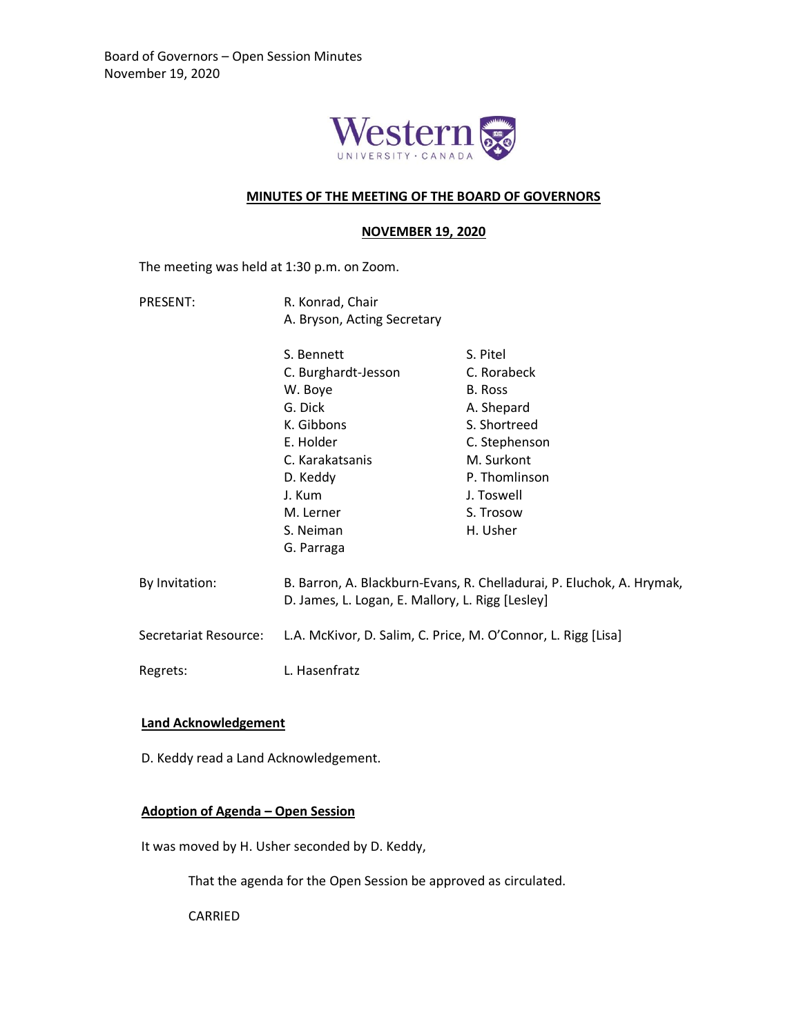# MINUTES OF THE MEETING OF THE BOARD OF GOVERNORS

## NOVEMBER 19, 2020

The meeting was held at 1:30 p.m. on Zoom.

PRESENT: R. Konrad, Chair
A. Bryson, Acting Secretary

S. Bennett
C. Burghardt-Jesson
W. Boye
G. Dick
K. Gibbons
E. Holder
C. Karakatsanis
D. Keddy
J. Kum
M. Lerner
S. Neiman
G. Parraga
S. Pitel
C. Rorabeck
B. Ross
A. Shepard
S. Shortreed
C. Stephenson
M. Surkont
P. Thomlinson
J. Toswell
S. Trosow
H. Usher

By Invitation: B. Barron, A. Blackburn-Evans, R. Chelladurai, P. Eluchok, A. Hrymak, D. James, L. Logan, E. Mallory, L. Rigg [Lesley]

Secretariat Resource: L.A. McKivor, D. Salim, C. Price, M. O'Connor, L. Rigg [Lisa]

Regrets: L. Hasenfratz

### Land Acknowledgement

D. Keddy read a Land Acknowledgement.

### Adoption of Agenda – Open Session

It was moved by H. Usher seconded by D. Keddy,

> That the agenda for the Open Session be approved as circulated.
>
> CARRIED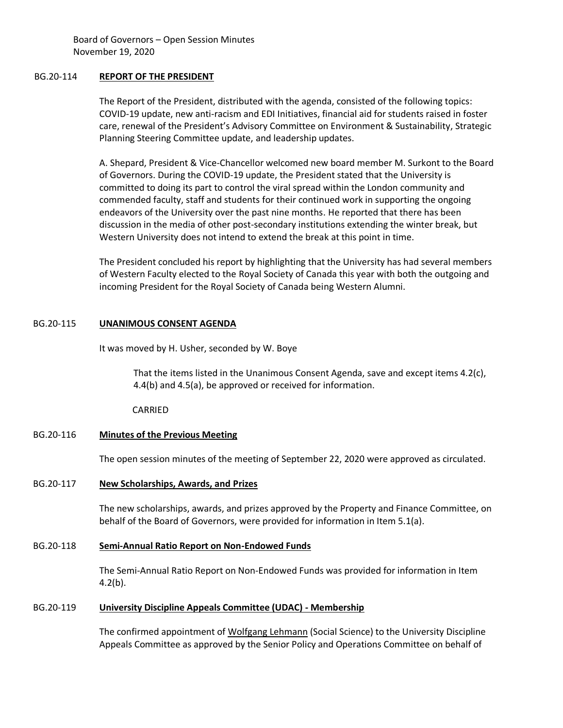Board of Governors – Open Session Minutes
November 19, 2020

## BG.20-114 **REPORT OF THE PRESIDENT**

The Report of the President, distributed with the agenda, consisted of the following topics: COVID-19 update, new anti-racism and EDI Initiatives, financial aid for students raised in foster care, renewal of the President's Advisory Committee on Environment & Sustainability, Strategic Planning Steering Committee update, and leadership updates.

A. Shepard, President & Vice-Chancellor welcomed new board member M. Surkont to the Board of Governors. During the COVID-19 update, the President stated that the University is committed to doing its part to control the viral spread within the London community and commended faculty, staff and students for their continued work in supporting the ongoing endeavors of the University over the past nine months. He reported that there has been discussion in the media of other post-secondary institutions extending the winter break, but Western University does not intend to extend the break at this point in time.

The President concluded his report by highlighting that the University has had several members of Western Faculty elected to the Royal Society of Canada this year with both the outgoing and incoming President for the Royal Society of Canada being Western Alumni.

## BG.20-115 **UNANIMOUS CONSENT AGENDA**

It was moved by H. Usher, seconded by W. Boye

> That the items listed in the Unanimous Consent Agenda, save and except items 4.2(c), 4.4(b) and 4.5(a), be approved or received for information.

CARRIED

## BG.20-116 **Minutes of the Previous Meeting**

The open session minutes of the meeting of September 22, 2020 were approved as circulated.

## BG.20-117 **New Scholarships, Awards, and Prizes**

The new scholarships, awards, and prizes approved by the Property and Finance Committee, on behalf of the Board of Governors, were provided for information in Item 5.1(a).

## BG.20-118 **Semi-Annual Ratio Report on Non-Endowed Funds**

The Semi-Annual Ratio Report on Non-Endowed Funds was provided for information in Item 4.2(b).

## BG.20-119 **University Discipline Appeals Committee (UDAC) - Membership**

The confirmed appointment of Wolfgang Lehmann (Social Science) to the University Discipline Appeals Committee as approved by the Senior Policy and Operations Committee on behalf of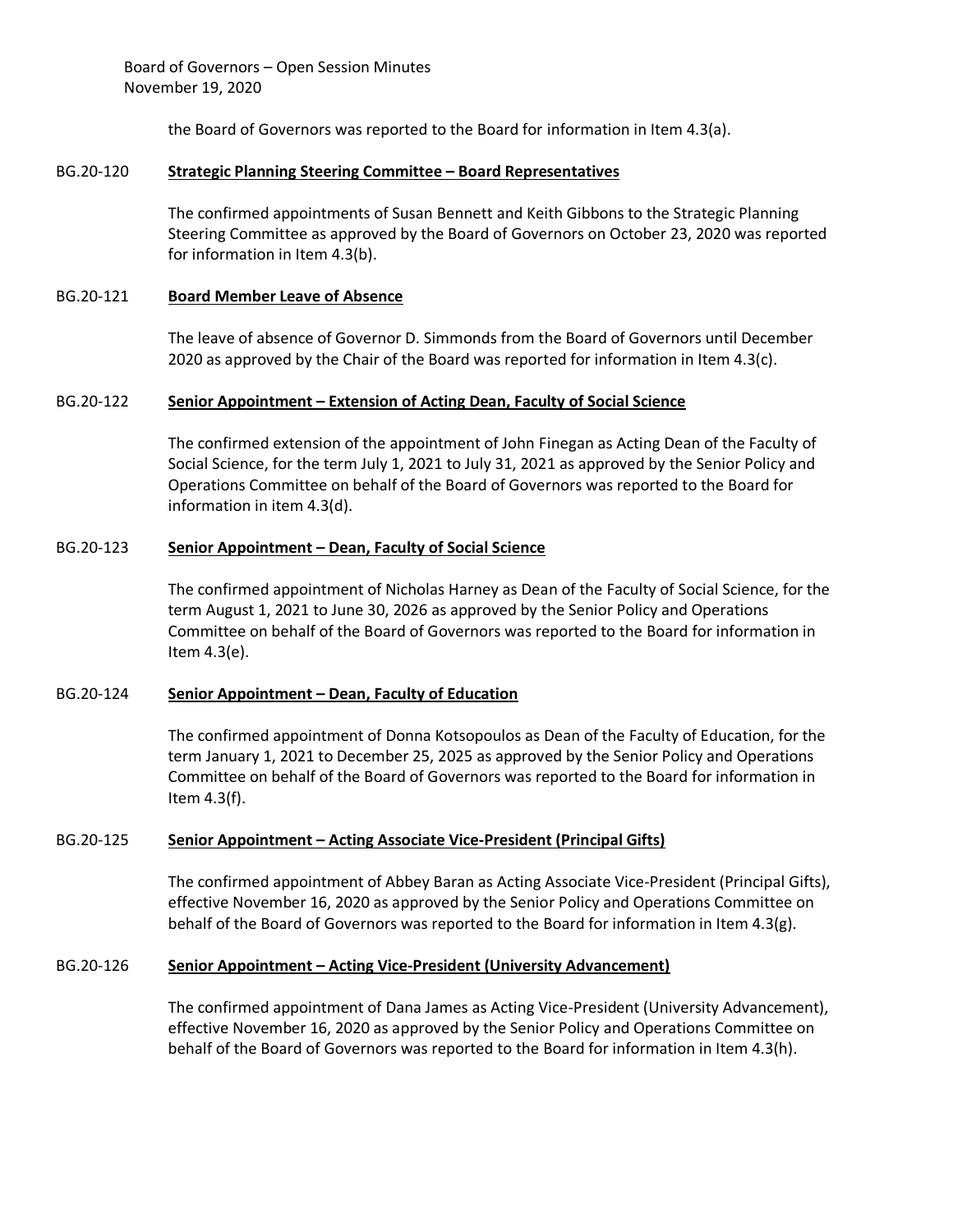the Board of Governors was reported to the Board for information in Item 4.3(a).

BG.20-120 **Strategic Planning Steering Committee – Board Representatives**

The confirmed appointments of Susan Bennett and Keith Gibbons to the Strategic Planning Steering Committee as approved by the Board of Governors on October 23, 2020 was reported for information in Item 4.3(b).

BG.20-121 **Board Member Leave of Absence**

The leave of absence of Governor D. Simmonds from the Board of Governors until December 2020 as approved by the Chair of the Board was reported for information in Item 4.3(c).

BG.20-122 **Senior Appointment – Extension of Acting Dean, Faculty of Social Science**

The confirmed extension of the appointment of John Finegan as Acting Dean of the Faculty of Social Science, for the term July 1, 2021 to July 31, 2021 as approved by the Senior Policy and Operations Committee on behalf of the Board of Governors was reported to the Board for information in item 4.3(d).

BG.20-123 **Senior Appointment – Dean, Faculty of Social Science**

The confirmed appointment of Nicholas Harney as Dean of the Faculty of Social Science, for the term August 1, 2021 to June 30, 2026 as approved by the Senior Policy and Operations Committee on behalf of the Board of Governors was reported to the Board for information in Item 4.3(e).

BG.20-124 **Senior Appointment – Dean, Faculty of Education**

The confirmed appointment of Donna Kotsopoulos as Dean of the Faculty of Education, for the term January 1, 2021 to December 25, 2025 as approved by the Senior Policy and Operations Committee on behalf of the Board of Governors was reported to the Board for information in Item 4.3(f).

BG.20-125 **Senior Appointment – Acting Associate Vice-President (Principal Gifts)**

The confirmed appointment of Abbey Baran as Acting Associate Vice-President (Principal Gifts), effective November 16, 2020 as approved by the Senior Policy and Operations Committee on behalf of the Board of Governors was reported to the Board for information in Item 4.3(g).

BG.20-126 **Senior Appointment – Acting Vice-President (University Advancement)**

The confirmed appointment of Dana James as Acting Vice-President (University Advancement), effective November 16, 2020 as approved by the Senior Policy and Operations Committee on behalf of the Board of Governors was reported to the Board for information in Item 4.3(h).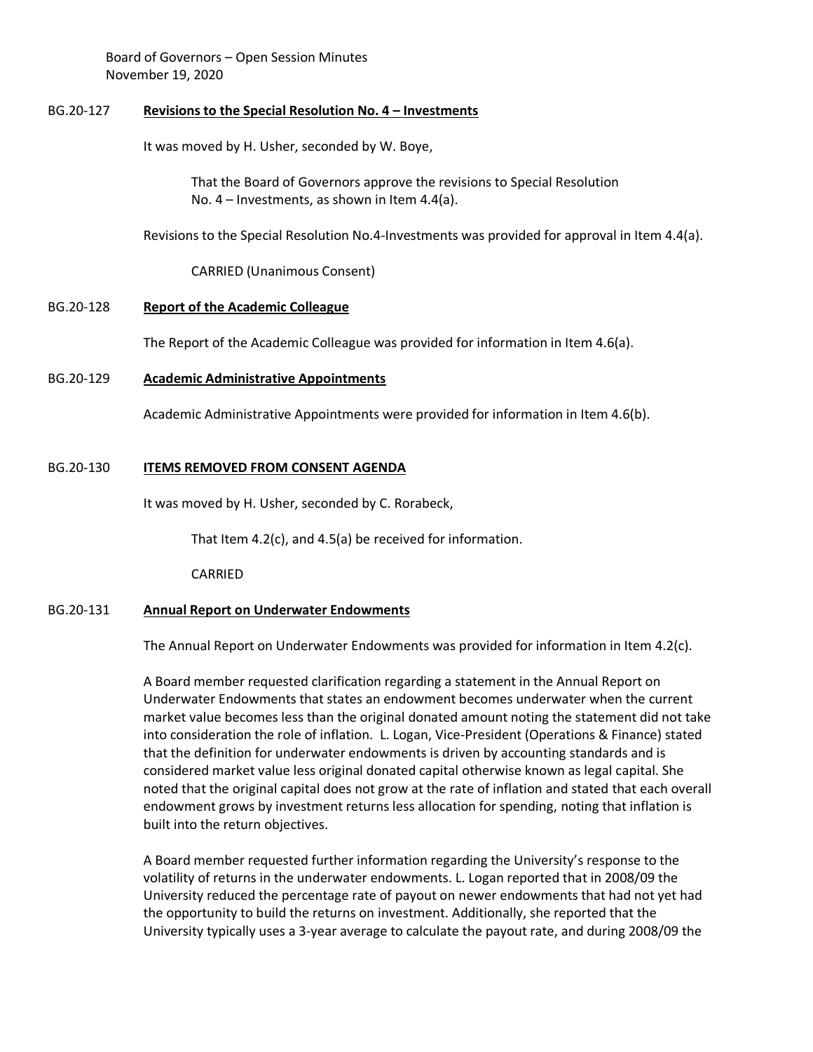BG.20-127 **Revisions to the Special Resolution No. 4 – Investments**

It was moved by H. Usher, seconded by W. Boye,

> That the Board of Governors approve the revisions to Special Resolution No. 4 – Investments, as shown in Item 4.4(a).

Revisions to the Special Resolution No.4-Investments was provided for approval in Item 4.4(a).

> CARRIED (Unanimous Consent)

BG.20-128 **Report of the Academic Colleague**

The Report of the Academic Colleague was provided for information in Item 4.6(a).

BG.20-129 **Academic Administrative Appointments**

Academic Administrative Appointments were provided for information in Item 4.6(b).

BG.20-130 **ITEMS REMOVED FROM CONSENT AGENDA**

It was moved by H. Usher, seconded by C. Rorabeck,

> That Item 4.2(c), and 4.5(a) be received for information.

> CARRIED

BG.20-131 **Annual Report on Underwater Endowments**

The Annual Report on Underwater Endowments was provided for information in Item 4.2(c).

A Board member requested clarification regarding a statement in the Annual Report on Underwater Endowments that states an endowment becomes underwater when the current market value becomes less than the original donated amount noting the statement did not take into consideration the role of inflation. L. Logan, Vice-President (Operations & Finance) stated that the definition for underwater endowments is driven by accounting standards and is considered market value less original donated capital otherwise known as legal capital. She noted that the original capital does not grow at the rate of inflation and stated that each overall endowment grows by investment returns less allocation for spending, noting that inflation is built into the return objectives.

A Board member requested further information regarding the University's response to the volatility of returns in the underwater endowments. L. Logan reported that in 2008/09 the University reduced the percentage rate of payout on newer endowments that had not yet had the opportunity to build the returns on investment. Additionally, she reported that the University typically uses a 3-year average to calculate the payout rate, and during 2008/09 the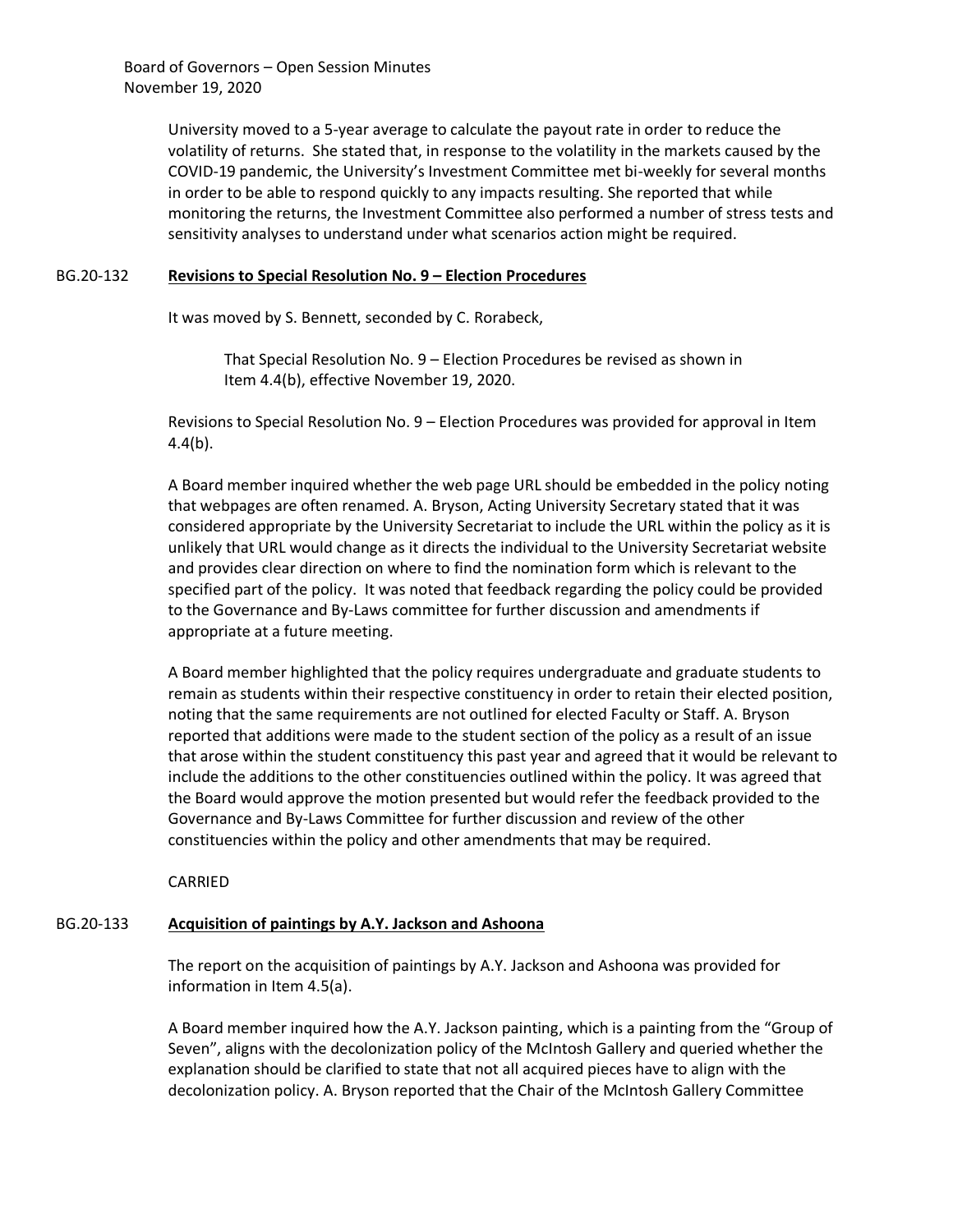University moved to a 5-year average to calculate the payout rate in order to reduce the volatility of returns. She stated that, in response to the volatility in the markets caused by the COVID-19 pandemic, the University's Investment Committee met bi-weekly for several months in order to be able to respond quickly to any impacts resulting. She reported that while monitoring the returns, the Investment Committee also performed a number of stress tests and sensitivity analyses to understand under what scenarios action might be required.

## BG.20-132 **Revisions to Special Resolution No. 9 – Election Procedures**

It was moved by S. Bennett, seconded by C. Rorabeck,

> That Special Resolution No. 9 – Election Procedures be revised as shown in Item 4.4(b), effective November 19, 2020.

Revisions to Special Resolution No. 9 – Election Procedures was provided for approval in Item 4.4(b).

A Board member inquired whether the web page URL should be embedded in the policy noting that webpages are often renamed. A. Bryson, Acting University Secretary stated that it was considered appropriate by the University Secretariat to include the URL within the policy as it is unlikely that URL would change as it directs the individual to the University Secretariat website and provides clear direction on where to find the nomination form which is relevant to the specified part of the policy. It was noted that feedback regarding the policy could be provided to the Governance and By-Laws committee for further discussion and amendments if appropriate at a future meeting.

A Board member highlighted that the policy requires undergraduate and graduate students to remain as students within their respective constituency in order to retain their elected position, noting that the same requirements are not outlined for elected Faculty or Staff. A. Bryson reported that additions were made to the student section of the policy as a result of an issue that arose within the student constituency this past year and agreed that it would be relevant to include the additions to the other constituencies outlined within the policy. It was agreed that the Board would approve the motion presented but would refer the feedback provided to the Governance and By-Laws Committee for further discussion and review of the other constituencies within the policy and other amendments that may be required.

CARRIED

## BG.20-133 **Acquisition of paintings by A.Y. Jackson and Ashoona**

The report on the acquisition of paintings by A.Y. Jackson and Ashoona was provided for information in Item 4.5(a).

A Board member inquired how the A.Y. Jackson painting, which is a painting from the "Group of Seven", aligns with the decolonization policy of the McIntosh Gallery and queried whether the explanation should be clarified to state that not all acquired pieces have to align with the decolonization policy. A. Bryson reported that the Chair of the McIntosh Gallery Committee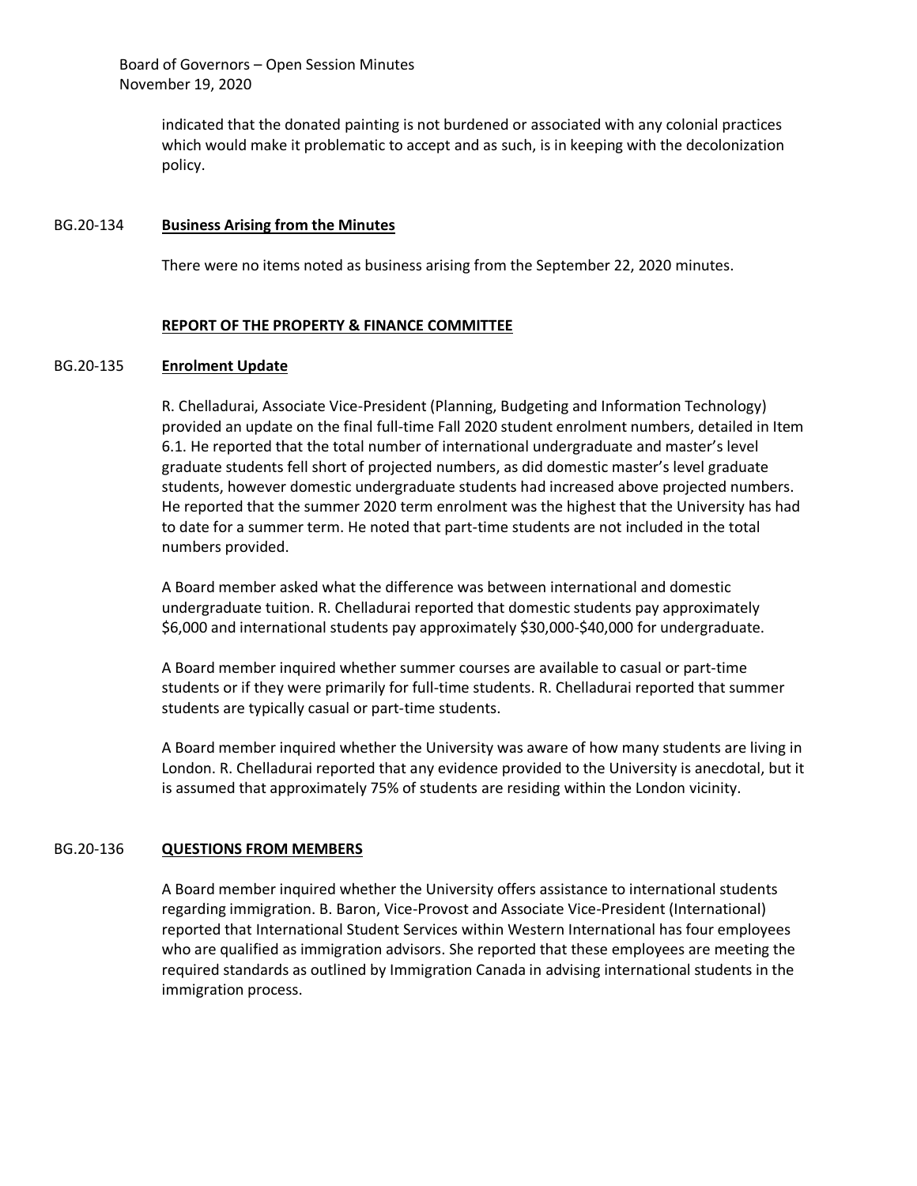indicated that the donated painting is not burdened or associated with any colonial practices which would make it problematic to accept and as such, is in keeping with the decolonization policy.

BG.20-134 **Business Arising from the Minutes**

There were no items noted as business arising from the September 22, 2020 minutes.

**REPORT OF THE PROPERTY & FINANCE COMMITTEE**

BG.20-135 **Enrolment Update**

R. Chelladurai, Associate Vice-President (Planning, Budgeting and Information Technology) provided an update on the final full-time Fall 2020 student enrolment numbers, detailed in Item 6.1. He reported that the total number of international undergraduate and master's level graduate students fell short of projected numbers, as did domestic master's level graduate students, however domestic undergraduate students had increased above projected numbers. He reported that the summer 2020 term enrolment was the highest that the University has had to date for a summer term. He noted that part-time students are not included in the total numbers provided.

A Board member asked what the difference was between international and domestic undergraduate tuition. R. Chelladurai reported that domestic students pay approximately $6,000 and international students pay approximately $30,000-$40,000 for undergraduate.

A Board member inquired whether summer courses are available to casual or part-time students or if they were primarily for full-time students. R. Chelladurai reported that summer students are typically casual or part-time students.

A Board member inquired whether the University was aware of how many students are living in London. R. Chelladurai reported that any evidence provided to the University is anecdotal, but it is assumed that approximately 75% of students are residing within the London vicinity.

BG.20-136 **QUESTIONS FROM MEMBERS**

A Board member inquired whether the University offers assistance to international students regarding immigration. B. Baron, Vice-Provost and Associate Vice-President (International) reported that International Student Services within Western International has four employees who are qualified as immigration advisors. She reported that these employees are meeting the required standards as outlined by Immigration Canada in advising international students in the immigration process.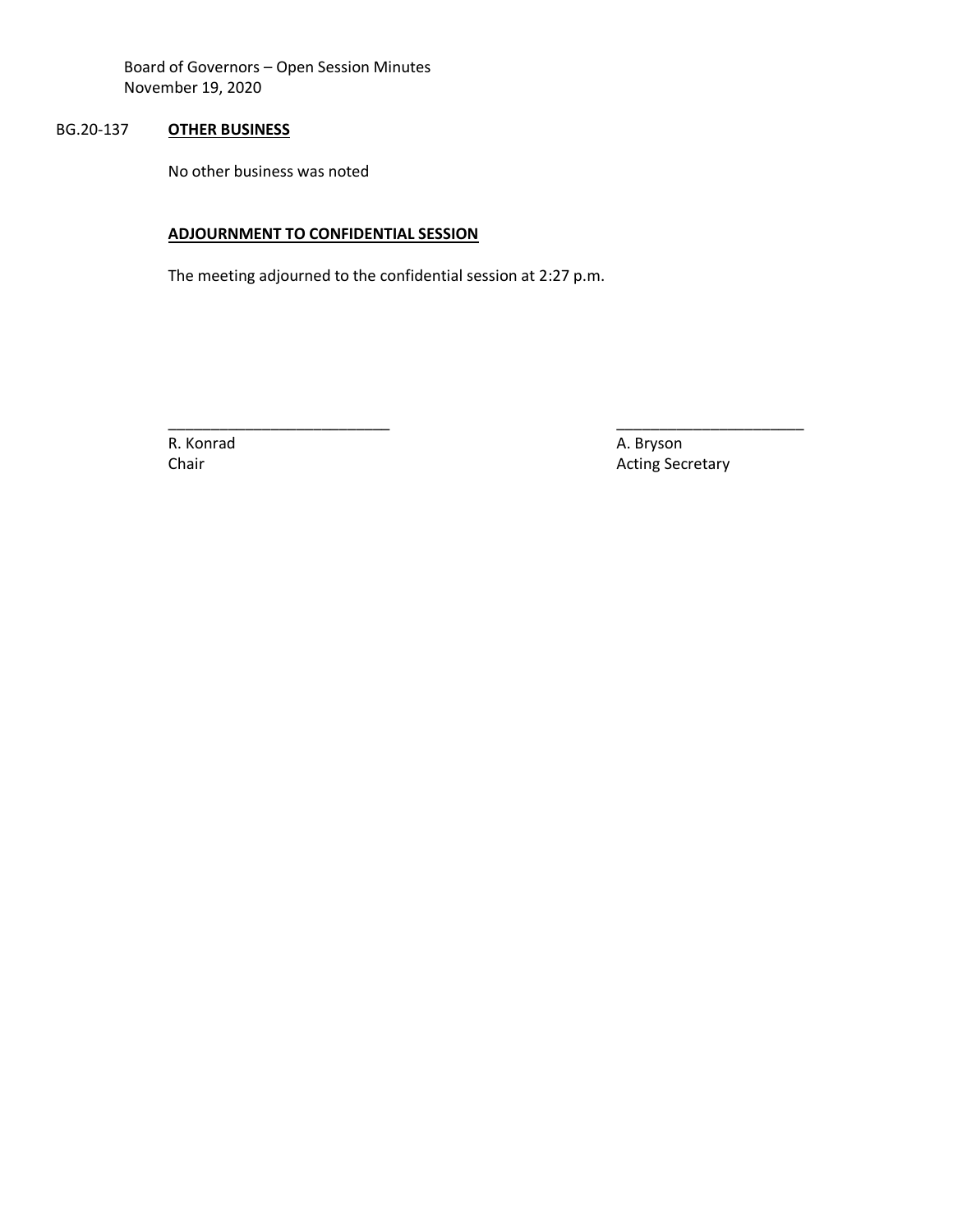BG.20-137 **OTHER BUSINESS**

No other business was noted

**ADJOURNMENT TO CONFIDENTIAL SESSION**

The meeting adjourned to the confidential session at 2:27 p.m.

___________________________
R. Konrad
Chair

_______________________
A. Bryson
Acting Secretary